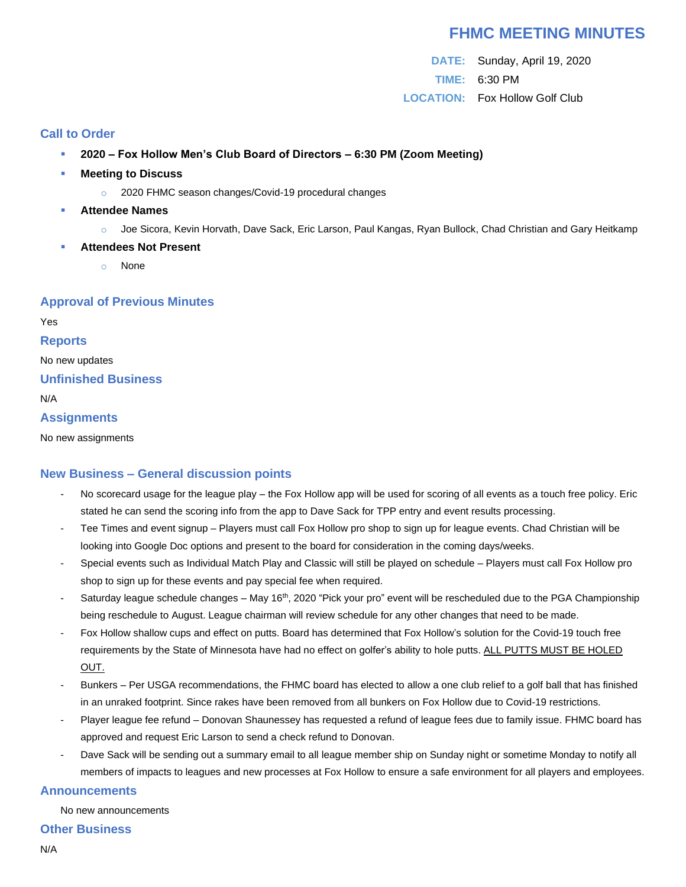# FHMC MEETING MINUTES

**DATE:** Sunday, April 19, 2020

**TIME:** 6:30 PM

**LOCATION:** Fox Hollow Golf Club

## Call to Order

- **2020 – Fox Hollow Men's Club Board of Directors – 6:30 PM (Zoom Meeting)**
- **Meeting to Discuss**
  - 2020 FHMC season changes/Covid-19 procedural changes
- **Attendee Names**
  - Joe Sicora, Kevin Horvath, Dave Sack, Eric Larson, Paul Kangas, Ryan Bullock, Chad Christian and Gary Heitkamp
- **Attendees Not Present**
  - None

## Approval of Previous Minutes

Yes

## Reports

No new updates

## Unfinished Business

N/A

## Assignments

No new assignments

## New Business – General discussion points

- No scorecard usage for the league play – the Fox Hollow app will be used for scoring of all events as a touch free policy. Eric stated he can send the scoring info from the app to Dave Sack for TPP entry and event results processing.
- Tee Times and event signup – Players must call Fox Hollow pro shop to sign up for league events. Chad Christian will be looking into Google Doc options and present to the board for consideration in the coming days/weeks.
- Special events such as Individual Match Play and Classic will still be played on schedule – Players must call Fox Hollow pro shop to sign up for these events and pay special fee when required.
- Saturday league schedule changes – May 16th, 2020 "Pick your pro" event will be rescheduled due to the PGA Championship being reschedule to August. League chairman will review schedule for any other changes that need to be made.
- Fox Hollow shallow cups and effect on putts. Board has determined that Fox Hollow's solution for the Covid-19 touch free requirements by the State of Minnesota have had no effect on golfer's ability to hole putts. <u>ALL PUTTS MUST BE HOLED OUT.</u>
- Bunkers – Per USGA recommendations, the FHMC board has elected to allow a one club relief to a golf ball that has finished in an unraked footprint. Since rakes have been removed from all bunkers on Fox Hollow due to Covid-19 restrictions.
- Player league fee refund – Donovan Shaunessey has requested a refund of league fees due to family issue. FHMC board has approved and request Eric Larson to send a check refund to Donovan.
- Dave Sack will be sending out a summary email to all league member ship on Sunday night or sometime Monday to notify all members of impacts to leagues and new processes at Fox Hollow to ensure a safe environment for all players and employees.

## Announcements

No new announcements

## Other Business

N/A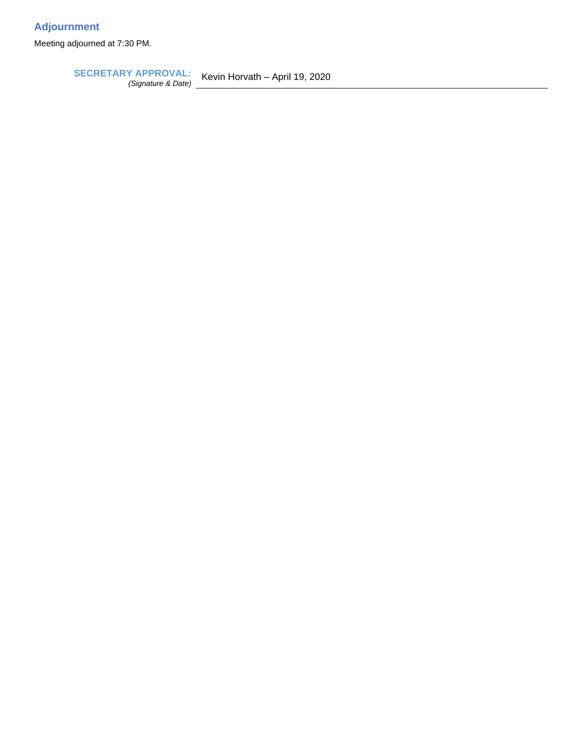## Adjournment

Meeting adjourned at 7:30 PM.

**SECRETARY APPROVAL:** *(Signature & Date)* Kevin Horvath – April 19, 2020